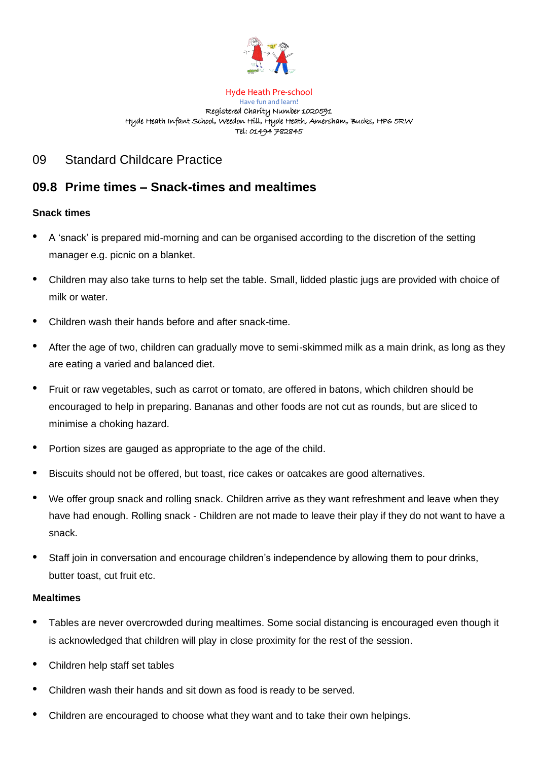Hyde Heath Pre-school
Have fun and learn!
Registered Charity Number 1020591
Hyde Heath Infant School, Weedon Hill, Hyde Heath, Amersham, Bucks, HP6 5RW
Tel: 01494 782845

# 09 Standard Childcare Practice

## 09.8 Prime times – Snack-times and mealtimes

### Snack times

- A 'snack' is prepared mid-morning and can be organised according to the discretion of the setting manager e.g. picnic on a blanket.
- Children may also take turns to help set the table. Small, lidded plastic jugs are provided with choice of milk or water.
- Children wash their hands before and after snack-time.
- After the age of two, children can gradually move to semi-skimmed milk as a main drink, as long as they are eating a varied and balanced diet.
- Fruit or raw vegetables, such as carrot or tomato, are offered in batons, which children should be encouraged to help in preparing. Bananas and other foods are not cut as rounds, but are sliced to minimise a choking hazard.
- Portion sizes are gauged as appropriate to the age of the child.
- Biscuits should not be offered, but toast, rice cakes or oatcakes are good alternatives.
- We offer group snack and rolling snack. Children arrive as they want refreshment and leave when they have had enough. Rolling snack - Children are not made to leave their play if they do not want to have a snack.
- Staff join in conversation and encourage children's independence by allowing them to pour drinks, butter toast, cut fruit etc.

### Mealtimes

- Tables are never overcrowded during mealtimes. Some social distancing is encouraged even though it is acknowledged that children will play in close proximity for the rest of the session.
- Children help staff set tables
- Children wash their hands and sit down as food is ready to be served.
- Children are encouraged to choose what they want and to take their own helpings.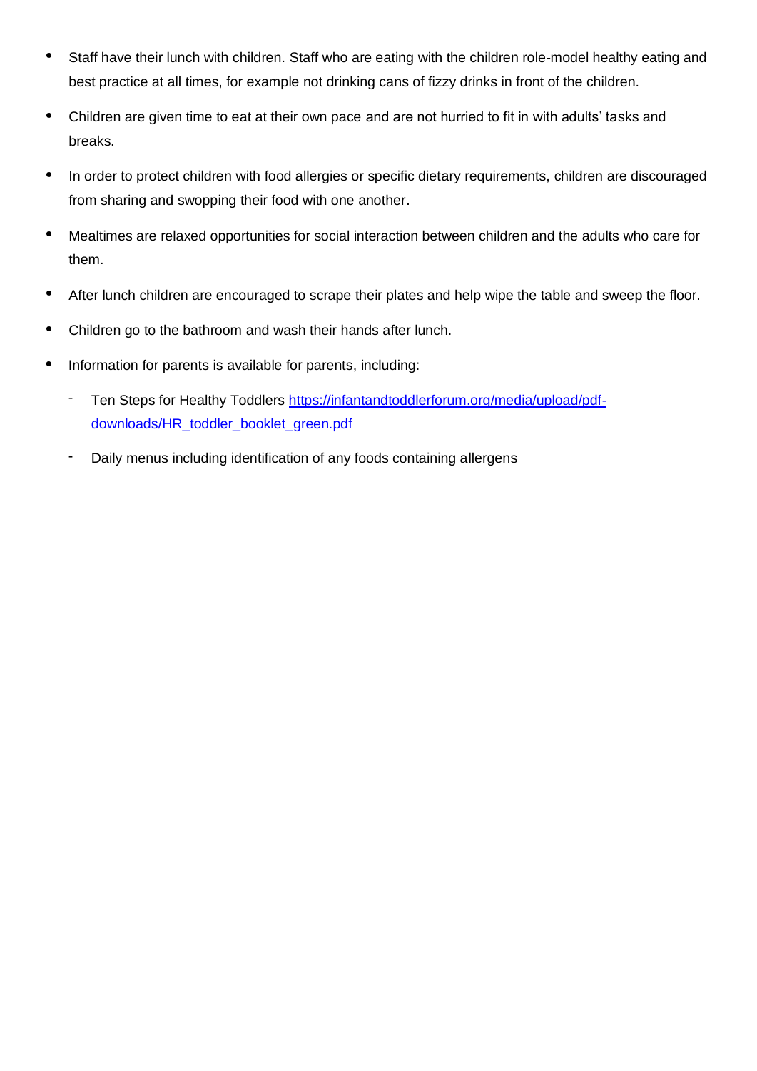- Staff have their lunch with children. Staff who are eating with the children role-model healthy eating and best practice at all times, for example not drinking cans of fizzy drinks in front of the children.
- Children are given time to eat at their own pace and are not hurried to fit in with adults' tasks and breaks.
- In order to protect children with food allergies or specific dietary requirements, children are discouraged from sharing and swopping their food with one another.
- Mealtimes are relaxed opportunities for social interaction between children and the adults who care for them.
- After lunch children are encouraged to scrape their plates and help wipe the table and sweep the floor.
- Children go to the bathroom and wash their hands after lunch.
- Information for parents is available for parents, including:
  - Ten Steps for Healthy Toddlers [https://infantandtoddlerforum.org/media/upload/pdf-downloads/HR_toddler_booklet_green.pdf](https://infantandtoddlerforum.org/media/upload/pdf-downloads/HR_toddler_booklet_green.pdf)
  - Daily menus including identification of any foods containing allergens